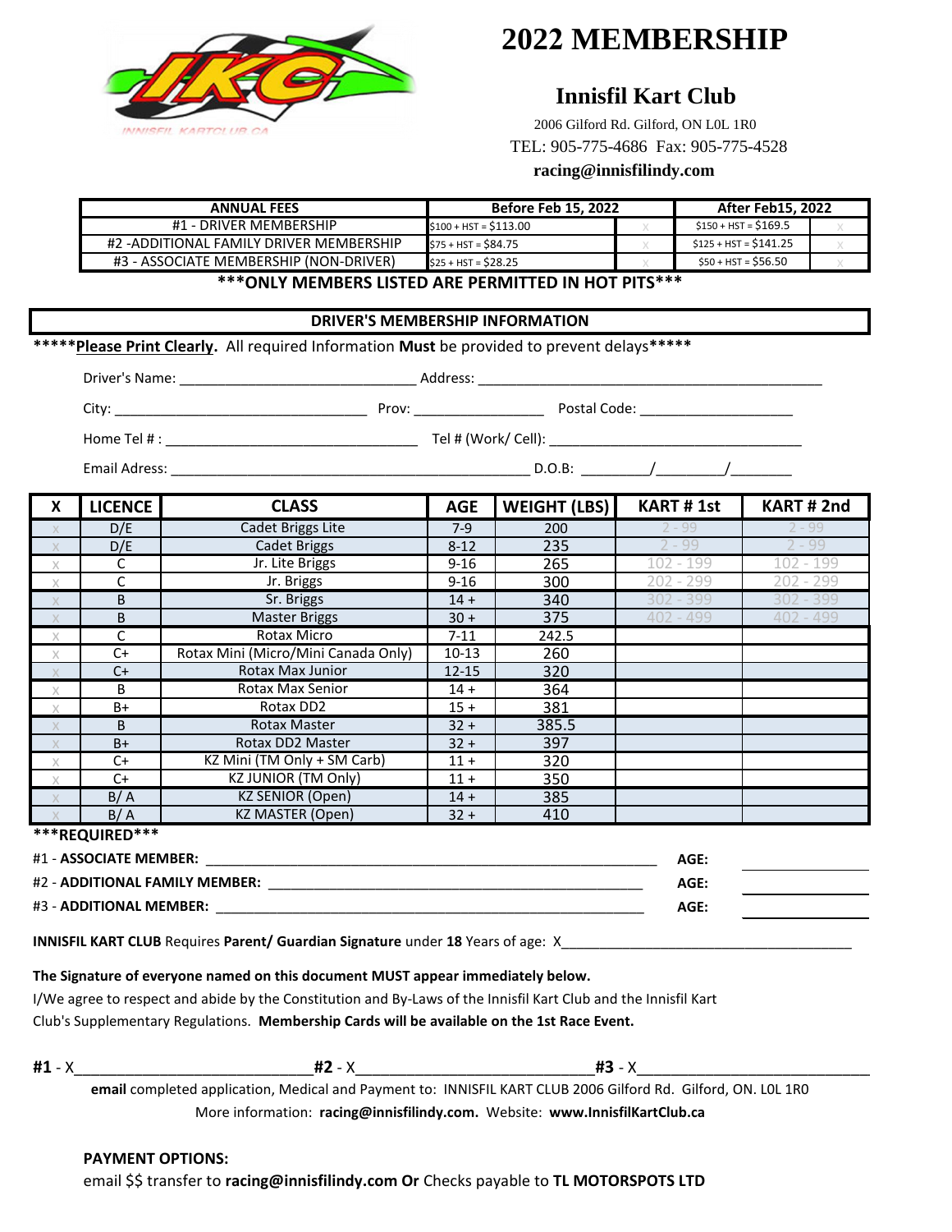# 2022 MEMBERSHIP

## Innisfil Kart Club

2006 Gilford Rd. Gilford, ON L0L 1R0

TEL: 905-775-4686 Fax: 905-775-4528

**racing@innisfilindy.com**

| ANNUAL FEES | Before Feb 15, 2022 | | After Feb15, 2022 | |
|---|---|---|---|---|
| #1 - DRIVER MEMBERSHIP | $100 + HST = $113.00 | x | $150 + HST = $169.5 | x |
| #2 -ADDITIONAL FAMILY DRIVER MEMBERSHIP | $75 + HST = $84.75 | x | $125 + HST = $141.25 | x |
| #3 - ASSOCIATE MEMBERSHIP (NON-DRIVER) | $25 + HST = $28.25 | x | $50 + HST = $56.50 | x |

**\*\*\*ONLY MEMBERS LISTED ARE PERMITTED IN HOT PITS\*\*\***

### DRIVER'S MEMBERSHIP INFORMATION

\*\*\*\*\***Please Print Clearly.** All required Information **Must** be provided to prevent delays\*\*\*\*\*

Driver's Name: ______________________________ Address: ____________________________________________

City: _________________________________ Prov: ________________ Postal Code: ___________________

Home Tel # : ________________________________ Tel # (Work/ Cell): ________________________________

Email Adress: _____________________________________________ D.O.B: ________/________/________

| X | LICENCE | CLASS | AGE | WEIGHT (LBS) | KART # 1st | KART # 2nd |
|---|---|---|---|---|---|---|
| x | D/E | Cadet Briggs Lite | 7-9 | 200 | 2 - 99 | 2 - 99 |
| x | D/E | Cadet Briggs | 8-12 | 235 | 2 - 99 | 2 - 99 |
| x | C | Jr. Lite Briggs | 9-16 | 265 | 102 - 199 | 102 - 199 |
| x | C | Jr. Briggs | 9-16 | 300 | 202 - 299 | 202 - 299 |
| x | B | Sr. Briggs | 14 + | 340 | 302 - 399 | 302 - 399 |
| x | B | Master Briggs | 30 + | 375 | 402 - 499 | 402 - 499 |
| x | C | Rotax Micro | 7-11 | 242.5 | | |
| x | C+ | Rotax Mini (Micro/Mini Canada Only) | 10-13 | 260 | | |
| x | C+ | Rotax Max Junior | 12-15 | 320 | | |
| x | B | Rotax Max Senior | 14 + | 364 | | |
| x | B+ | Rotax DD2 | 15 + | 381 | | |
| x | B | Rotax Master | 32 + | 385.5 | | |
| x | B+ | Rotax DD2 Master | 32 + | 397 | | |
| x | C+ | KZ Mini (TM Only + SM Carb) | 11 + | 320 | | |
| x | C+ | KZ JUNIOR (TM Only) | 11 + | 350 | | |
| x | B/ A | KZ SENIOR (Open) | 14 + | 385 | | |
| x | B/ A | KZ MASTER (Open) | 32 + | 410 | | |

**\*\*\*REQUIRED\*\*\***

#1 - **ASSOCIATE MEMBER:** ____________________________________________ **AGE:** ____________

#2 - **ADDITIONAL FAMILY MEMBER:** ____________________________________ **AGE:** ____________

#3 - **ADDITIONAL MEMBER:** __________________________________________ **AGE:** ____________

**INNISFIL KART CLUB** Requires **Parent/ Guardian Signature** under **18** Years of age: X_____________________________

**The Signature of everyone named on this document MUST appear immediately below.**

I/We agree to respect and abide by the Constitution and By-Laws of the Innisfil Kart Club and the Innisfil Kart Club's Supplementary Regulations. **Membership Cards will be available on the 1st Race Event.**

**#1** - X__________________________ **#2** - X__________________________ **#3** - X__________________________

**email** completed application, Medical and Payment to: INNISFIL KART CLUB 2006 Gilford Rd. Gilford, ON. L0L 1R0

More information: **racing@innisfilindy.com.** Website: **www.InnisfilKartClub.ca**

**PAYMENT OPTIONS:**

email $$ transfer to **racing@innisfilindy.com Or** Checks payable to **TL MOTORSPOTS LTD**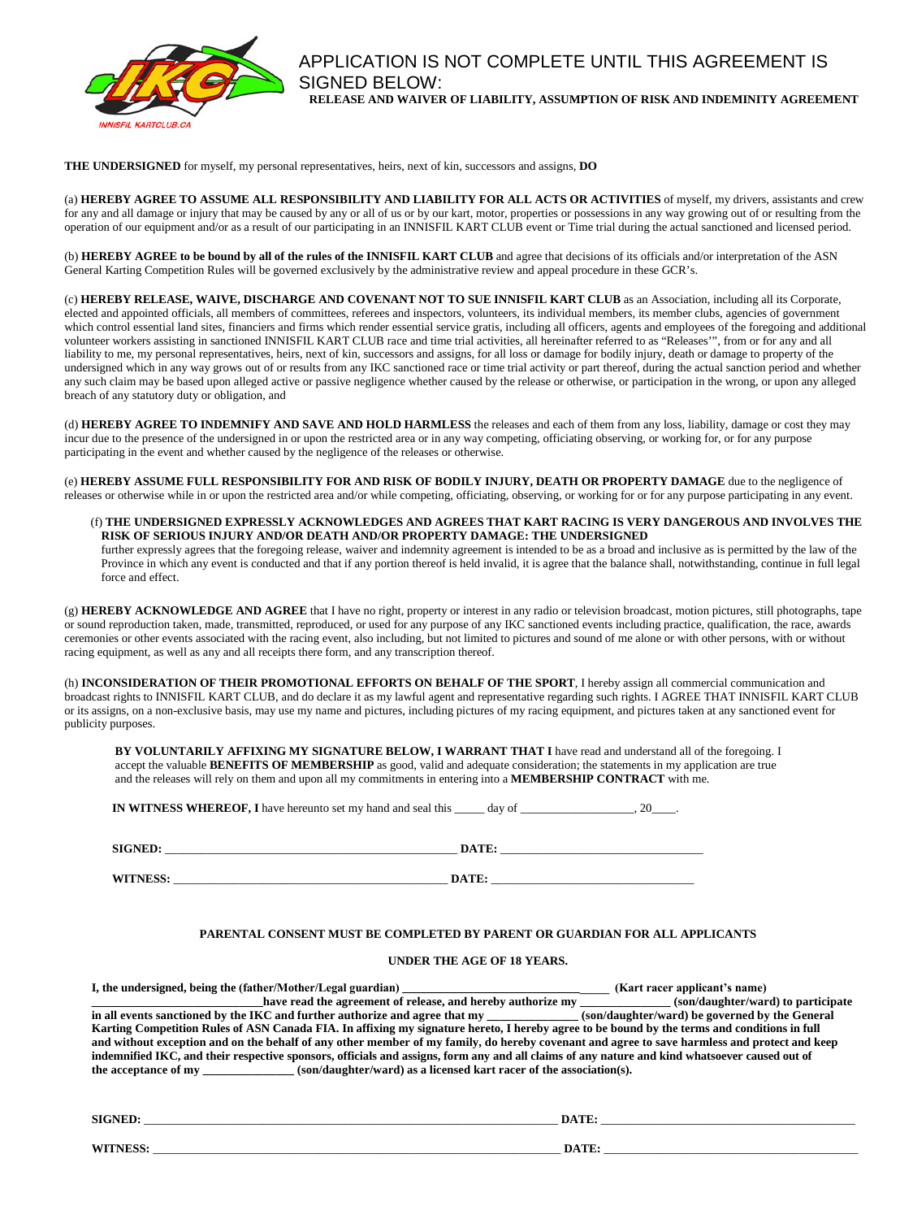INNISFIL KARTCLUB.CA

# APPLICATION IS NOT COMPLETE UNTIL THIS AGREEMENT IS SIGNED BELOW:

**RELEASE AND WAIVER OF LIABILITY, ASSUMPTION OF RISK AND INDEMINITY AGREEMENT**

**THE UNDERSIGNED** for myself, my personal representatives, heirs, next of kin, successors and assigns, **DO**

(a) **HEREBY AGREE TO ASSUME ALL RESPONSIBILITY AND LIABILITY FOR ALL ACTS OR ACTIVITIES** of myself, my drivers, assistants and crew for any and all damage or injury that may be caused by any or all of us or by our kart, motor, properties or possessions in any way growing out of or resulting from the operation of our equipment and/or as a result of our participating in an INNISFIL KART CLUB event or Time trial during the actual sanctioned and licensed period.

(b) **HEREBY AGREE to be bound by all of the rules of the INNISFIL KART CLUB** and agree that decisions of its officials and/or interpretation of the ASN General Karting Competition Rules will be governed exclusively by the administrative review and appeal procedure in these GCR's.

(c) **HEREBY RELEASE, WAIVE, DISCHARGE AND COVENANT NOT TO SUE INNISFIL KART CLUB** as an Association, including all its Corporate, elected and appointed officials, all members of committees, referees and inspectors, volunteers, its individual members, its member clubs, agencies of government which control essential land sites, financiers and firms which render essential service gratis, including all officers, agents and employees of the foregoing and additional volunteer workers assisting in sanctioned INNISFIL KART CLUB race and time trial activities, all hereinafter referred to as "Releases'", from or for any and all liability to me, my personal representatives, heirs, next of kin, successors and assigns, for all loss or damage for bodily injury, death or damage to property of the undersigned which in any way grows out of or results from any IKC sanctioned race or time trial activity or part thereof, during the actual sanction period and whether any such claim may be based upon alleged active or passive negligence whether caused by the release or otherwise, or participation in the wrong, or upon any alleged breach of any statutory duty or obligation, and

(d) **HEREBY AGREE TO INDEMNIFY AND SAVE AND HOLD HARMLESS** the releases and each of them from any loss, liability, damage or cost they may incur due to the presence of the undersigned in or upon the restricted area or in any way competing, officiating observing, or working for, or for any purpose participating in the event and whether caused by the negligence of the releases or otherwise.

(e) **HEREBY ASSUME FULL RESPONSIBILITY FOR AND RISK OF BODILY INJURY, DEATH OR PROPERTY DAMAGE** due to the negligence of releases or otherwise while in or upon the restricted area and/or while competing, officiating, observing, or working for or for any purpose participating in any event.

(f) **THE UNDERSIGNED EXPRESSLY ACKNOWLEDGES AND AGREES THAT KART RACING IS VERY DANGEROUS AND INVOLVES THE RISK OF SERIOUS INJURY AND/OR DEATH AND/OR PROPERTY DAMAGE: THE UNDERSIGNED** further expressly agrees that the foregoing release, waiver and indemnity agreement is intended to be as a broad and inclusive as is permitted by the law of the Province in which any event is conducted and that if any portion thereof is held invalid, it is agree that the balance shall, notwithstanding, continue in full legal force and effect.

(g) **HEREBY ACKNOWLEDGE AND AGREE** that I have no right, property or interest in any radio or television broadcast, motion pictures, still photographs, tape or sound reproduction taken, made, transmitted, reproduced, or used for any purpose of any IKC sanctioned events including practice, qualification, the race, awards ceremonies or other events associated with the racing event, also including, but not limited to pictures and sound of me alone or with other persons, with or without racing equipment, as well as any and all receipts there form, and any transcription thereof.

(h) **INCONSIDERATION OF THEIR PROMOTIONAL EFFORTS ON BEHALF OF THE SPORT**, I hereby assign all commercial communication and broadcast rights to INNISFIL KART CLUB, and do declare it as my lawful agent and representative regarding such rights. I AGREE THAT INNISFIL KART CLUB or its assigns, on a non-exclusive basis, may use my name and pictures, including pictures of my racing equipment, and pictures taken at any sanctioned event for publicity purposes.

**BY VOLUNTARILY AFFIXING MY SIGNATURE BELOW, I WARRANT THAT I** have read and understand all of the foregoing. I accept the valuable **BENEFITS OF MEMBERSHIP** as good, valid and adequate consideration; the statements in my application are true and the releases will rely on them and upon all my commitments in entering into a **MEMBERSHIP CONTRACT** with me.

**IN WITNESS WHEREOF, I** have hereunto set my hand and seal this _____ day of __________________, 20____.

**SIGNED:** ________________________________________________ **DATE:** _________________________________

**WITNESS:** ____________________________________________ **DATE:** _________________________________

**PARENTAL CONSENT MUST BE COMPLETED BY PARENT OR GUARDIAN FOR ALL APPLICANTS**

**UNDER THE AGE OF 18 YEARS.**

**I, the undersigned, being the (father/Mother/Legal guardian) _________________________________ (Kart racer applicant's name) ____________________________have read the agreement of release, and hereby authorize my _______________ (son/daughter/ward) to participate in all events sanctioned by the IKC and further authorize and agree that my _______________ (son/daughter/ward) be governed by the General Karting Competition Rules of ASN Canada FIA. In affixing my signature hereto, I hereby agree to be bound by the terms and conditions in full and without exception and on the behalf of any other member of my family, do hereby covenant and agree to save harmless and protect and keep indemnified IKC, and their respective sponsors, officials and assigns, form any and all claims of any nature and kind whatsoever caused out of the acceptance of my _______________ (son/daughter/ward) as a licensed kart racer of the association(s).**

**SIGNED:** ______________________________________________________________________ **DATE:** __________________________________________

**WITNESS:** ____________________________________________________________________ **DATE:** __________________________________________